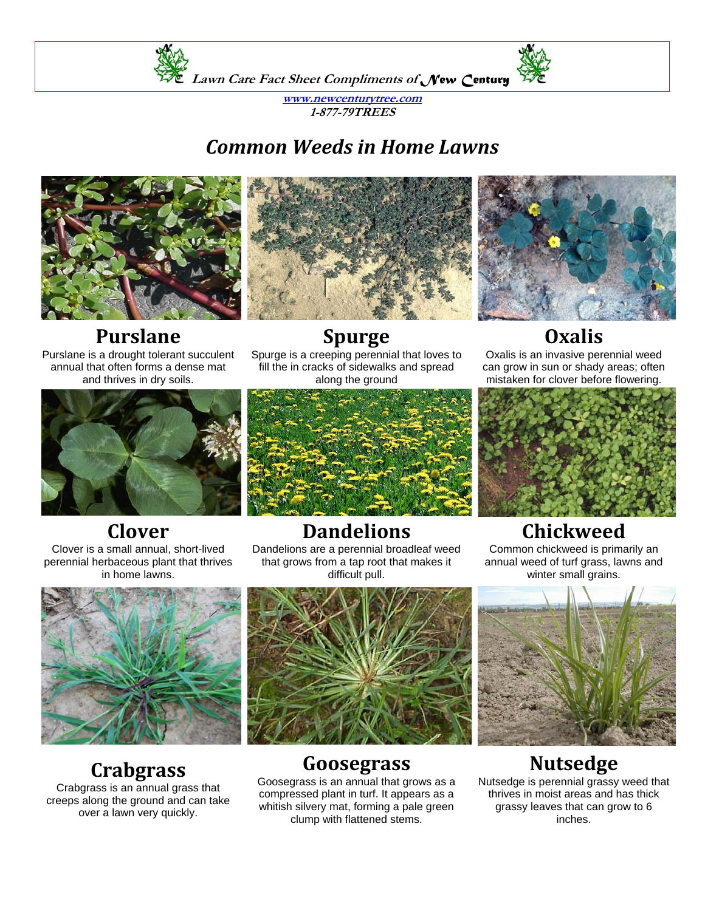*Lawn Care Fact Sheet Compliments of New Century*

**www.newcenturytree.com**
***1-877-79TREES***

# *Common Weeds in Home Lawns*

## Purslane

Purslane is a drought tolerant succulent annual that often forms a dense mat and thrives in dry soils.

## Spurge

Spurge is a creeping perennial that loves to fill the in cracks of sidewalks and spread along the ground

## Oxalis

Oxalis is an invasive perennial weed can grow in sun or shady areas; often mistaken for clover before flowering.

## Clover

Clover is a small annual, short-lived perennial herbaceous plant that thrives in home lawns.

## Dandelions

Dandelions are a perennial broadleaf weed that grows from a tap root that makes it difficult pull.

## Chickweed

Common chickweed is primarily an annual weed of turf grass, lawns and winter small grains.

## Crabgrass

Crabgrass is an annual grass that creeps along the ground and can take over a lawn very quickly.

## Goosegrass

Goosegrass is an annual that grows as a compressed plant in turf. It appears as a whitish silvery mat, forming a pale green clump with flattened stems.

## Nutsedge

Nutsedge is perennial grassy weed that thrives in moist areas and has thick grassy leaves that can grow to 6 inches.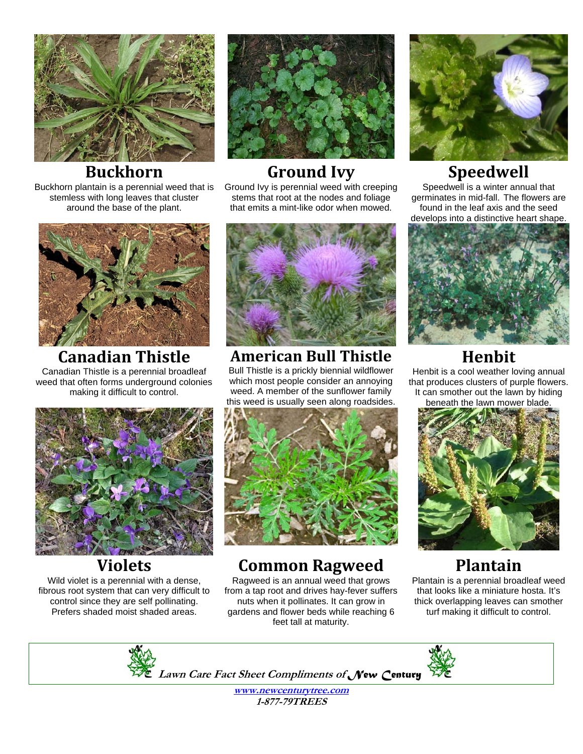## Buckhorn

Buckhorn plantain is a perennial weed that is stemless with long leaves that cluster around the base of the plant.

## Ground Ivy

Ground Ivy is perennial weed with creeping stems that root at the nodes and foliage that emits a mint-like odor when mowed.

## Speedwell

Speedwell is a winter annual that germinates in mid-fall. The flowers are found in the leaf axis and the seed develops into a distinctive heart shape.

## Canadian Thistle

Canadian Thistle is a perennial broadleaf weed that often forms underground colonies making it difficult to control.

## American Bull Thistle

Bull Thistle is a prickly biennial wildflower which most people consider an annoying weed. A member of the sunflower family this weed is usually seen along roadsides.

## Henbit

Henbit is a cool weather loving annual that produces clusters of purple flowers. It can smother out the lawn by hiding beneath the lawn mower blade.

## Violets

Wild violet is a perennial with a dense, fibrous root system that can very difficult to control since they are self pollinating. Prefers shaded moist shaded areas.

## Common Ragweed

Ragweed is an annual weed that grows from a tap root and drives hay-fever suffers nuts when it pollinates. It can grow in gardens and flower beds while reaching 6 feet tall at maturity.

## Plantain

Plantain is a perennial broadleaf weed that looks like a miniature hosta. It's thick overlapping leaves can smother turf making it difficult to control.

*Lawn Care Fact Sheet Compliments of New Century*

**www.newcenturytree.com**
**1-877-79TREES**